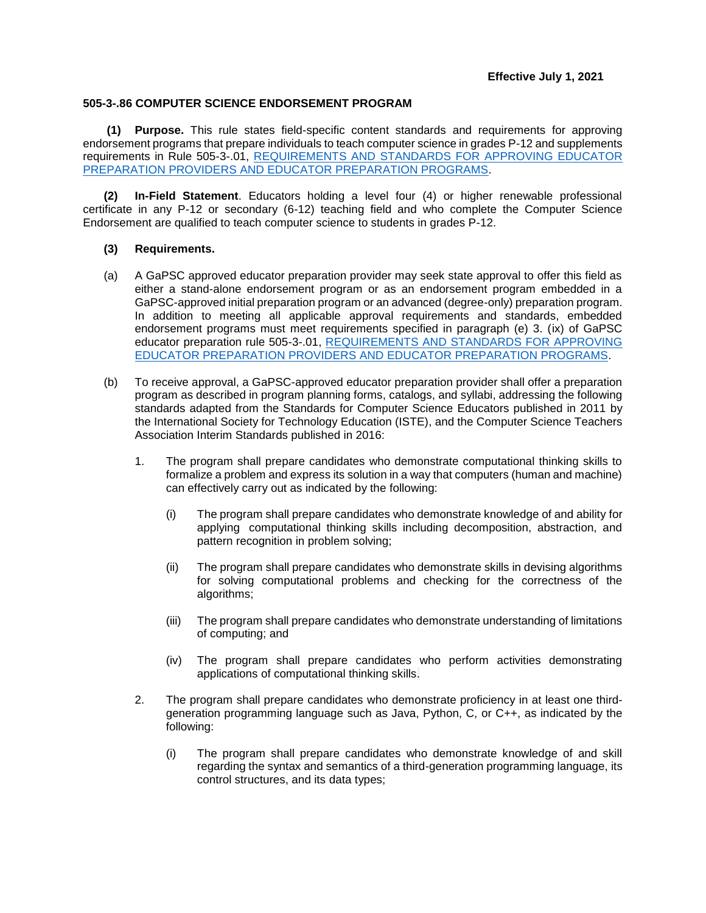**Effective July 1, 2021**

# 505-3-.86 COMPUTER SCIENCE ENDORSEMENT PROGRAM

**(1) Purpose.** This rule states field-specific content standards and requirements for approving endorsement programs that prepare individuals to teach computer science in grades P-12 and supplements requirements in Rule 505-3-.01, REQUIREMENTS AND STANDARDS FOR APPROVING EDUCATOR PREPARATION PROVIDERS AND EDUCATOR PREPARATION PROGRAMS.

**(2) In-Field Statement**. Educators holding a level four (4) or higher renewable professional certificate in any P-12 or secondary (6-12) teaching field and who complete the Computer Science Endorsement are qualified to teach computer science to students in grades P-12.

**(3) Requirements.**

(a) A GaPSC approved educator preparation provider may seek state approval to offer this field as either a stand-alone endorsement program or as an endorsement program embedded in a GaPSC-approved initial preparation program or an advanced (degree-only) preparation program. In addition to meeting all applicable approval requirements and standards, embedded endorsement programs must meet requirements specified in paragraph (e) 3. (ix) of GaPSC educator preparation rule 505-3-.01, REQUIREMENTS AND STANDARDS FOR APPROVING EDUCATOR PREPARATION PROVIDERS AND EDUCATOR PREPARATION PROGRAMS.

(b) To receive approval, a GaPSC-approved educator preparation provider shall offer a preparation program as described in program planning forms, catalogs, and syllabi, addressing the following standards adapted from the Standards for Computer Science Educators published in 2011 by the International Society for Technology Education (ISTE), and the Computer Science Teachers Association Interim Standards published in 2016:

1. The program shall prepare candidates who demonstrate computational thinking skills to formalize a problem and express its solution in a way that computers (human and machine) can effectively carry out as indicated by the following:

   (i) The program shall prepare candidates who demonstrate knowledge of and ability for applying computational thinking skills including decomposition, abstraction, and pattern recognition in problem solving;

   (ii) The program shall prepare candidates who demonstrate skills in devising algorithms for solving computational problems and checking for the correctness of the algorithms;

   (iii) The program shall prepare candidates who demonstrate understanding of limitations of computing; and

   (iv) The program shall prepare candidates who perform activities demonstrating applications of computational thinking skills.

2. The program shall prepare candidates who demonstrate proficiency in at least one third-generation programming language such as Java, Python, C, or C++, as indicated by the following:

   (i) The program shall prepare candidates who demonstrate knowledge of and skill regarding the syntax and semantics of a third-generation programming language, its control structures, and its data types;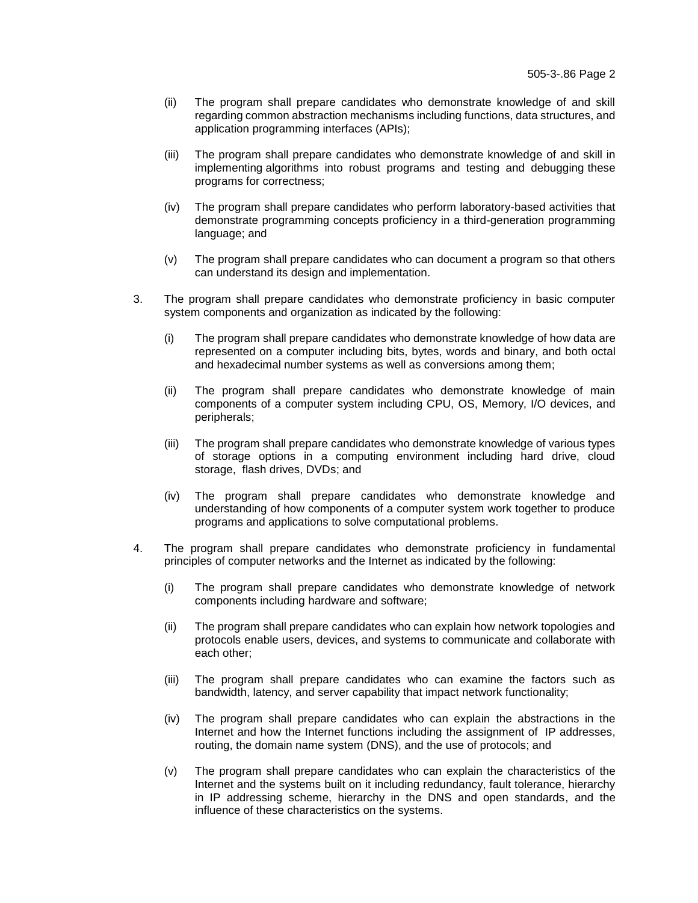(ii) The program shall prepare candidates who demonstrate knowledge of and skill regarding common abstraction mechanisms including functions, data structures, and application programming interfaces (APIs);

(iii) The program shall prepare candidates who demonstrate knowledge of and skill in implementing algorithms into robust programs and testing and debugging these programs for correctness;

(iv) The program shall prepare candidates who perform laboratory-based activities that demonstrate programming concepts proficiency in a third-generation programming language; and

(v) The program shall prepare candidates who can document a program so that others can understand its design and implementation.

3. The program shall prepare candidates who demonstrate proficiency in basic computer system components and organization as indicated by the following:

(i) The program shall prepare candidates who demonstrate knowledge of how data are represented on a computer including bits, bytes, words and binary, and both octal and hexadecimal number systems as well as conversions among them;

(ii) The program shall prepare candidates who demonstrate knowledge of main components of a computer system including CPU, OS, Memory, I/O devices, and peripherals;

(iii) The program shall prepare candidates who demonstrate knowledge of various types of storage options in a computing environment including hard drive, cloud storage, flash drives, DVDs; and

(iv) The program shall prepare candidates who demonstrate knowledge and understanding of how components of a computer system work together to produce programs and applications to solve computational problems.

4. The program shall prepare candidates who demonstrate proficiency in fundamental principles of computer networks and the Internet as indicated by the following:

(i) The program shall prepare candidates who demonstrate knowledge of network components including hardware and software;

(ii) The program shall prepare candidates who can explain how network topologies and protocols enable users, devices, and systems to communicate and collaborate with each other;

(iii) The program shall prepare candidates who can examine the factors such as bandwidth, latency, and server capability that impact network functionality;

(iv) The program shall prepare candidates who can explain the abstractions in the Internet and how the Internet functions including the assignment of IP addresses, routing, the domain name system (DNS), and the use of protocols; and

(v) The program shall prepare candidates who can explain the characteristics of the Internet and the systems built on it including redundancy, fault tolerance, hierarchy in IP addressing scheme, hierarchy in the DNS and open standards, and the influence of these characteristics on the systems.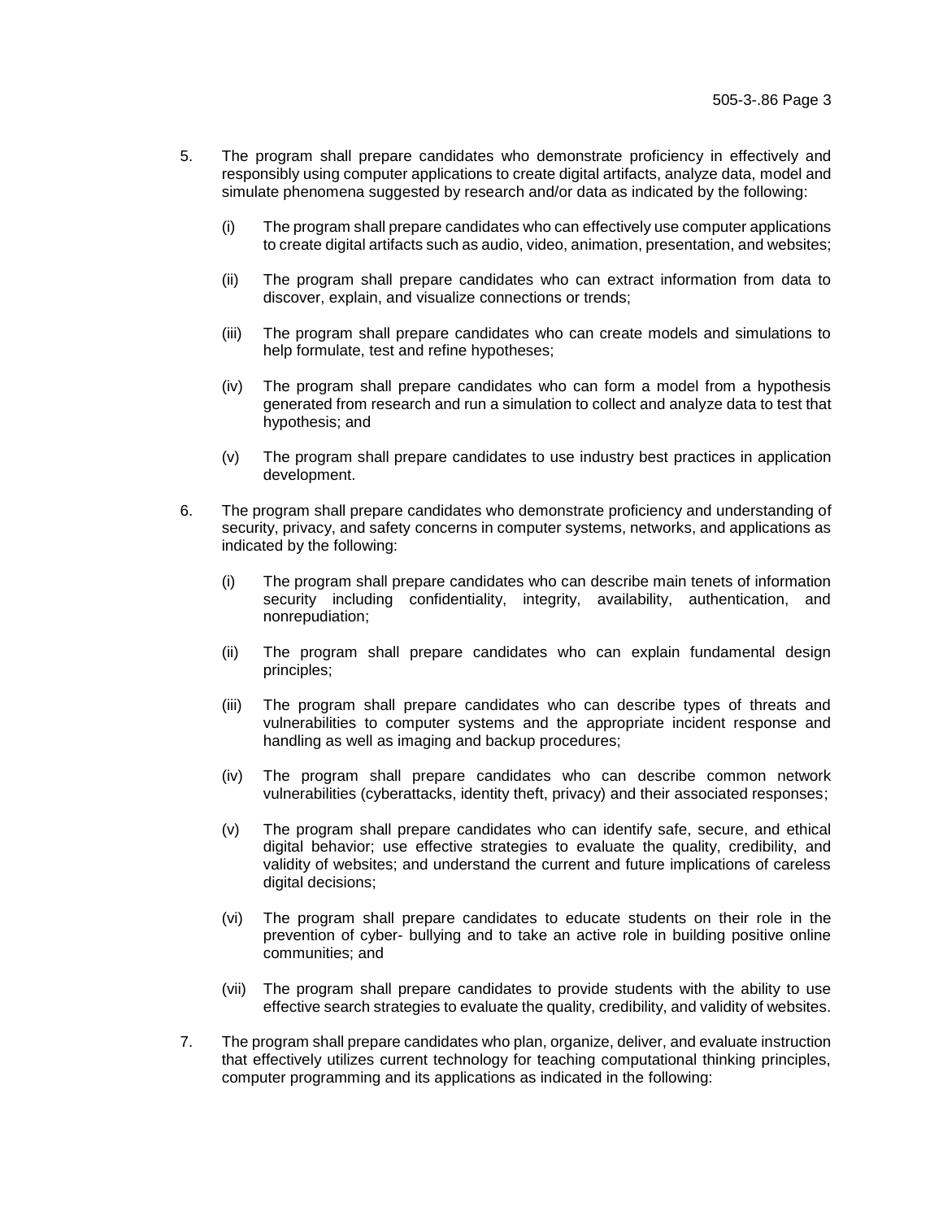5. The program shall prepare candidates who demonstrate proficiency in effectively and responsibly using computer applications to create digital artifacts, analyze data, model and simulate phenomena suggested by research and/or data as indicated by the following:

   (i) The program shall prepare candidates who can effectively use computer applications to create digital artifacts such as audio, video, animation, presentation, and websites;

   (ii) The program shall prepare candidates who can extract information from data to discover, explain, and visualize connections or trends;

   (iii) The program shall prepare candidates who can create models and simulations to help formulate, test and refine hypotheses;

   (iv) The program shall prepare candidates who can form a model from a hypothesis generated from research and run a simulation to collect and analyze data to test that hypothesis; and

   (v) The program shall prepare candidates to use industry best practices in application development.

6. The program shall prepare candidates who demonstrate proficiency and understanding of security, privacy, and safety concerns in computer systems, networks, and applications as indicated by the following:

   (i) The program shall prepare candidates who can describe main tenets of information security including confidentiality, integrity, availability, authentication, and nonrepudiation;

   (ii) The program shall prepare candidates who can explain fundamental design principles;

   (iii) The program shall prepare candidates who can describe types of threats and vulnerabilities to computer systems and the appropriate incident response and handling as well as imaging and backup procedures;

   (iv) The program shall prepare candidates who can describe common network vulnerabilities (cyberattacks, identity theft, privacy) and their associated responses;

   (v) The program shall prepare candidates who can identify safe, secure, and ethical digital behavior; use effective strategies to evaluate the quality, credibility, and validity of websites; and understand the current and future implications of careless digital decisions;

   (vi) The program shall prepare candidates to educate students on their role in the prevention of cyber- bullying and to take an active role in building positive online communities; and

   (vii) The program shall prepare candidates to provide students with the ability to use effective search strategies to evaluate the quality, credibility, and validity of websites.

7. The program shall prepare candidates who plan, organize, deliver, and evaluate instruction that effectively utilizes current technology for teaching computational thinking principles, computer programming and its applications as indicated in the following: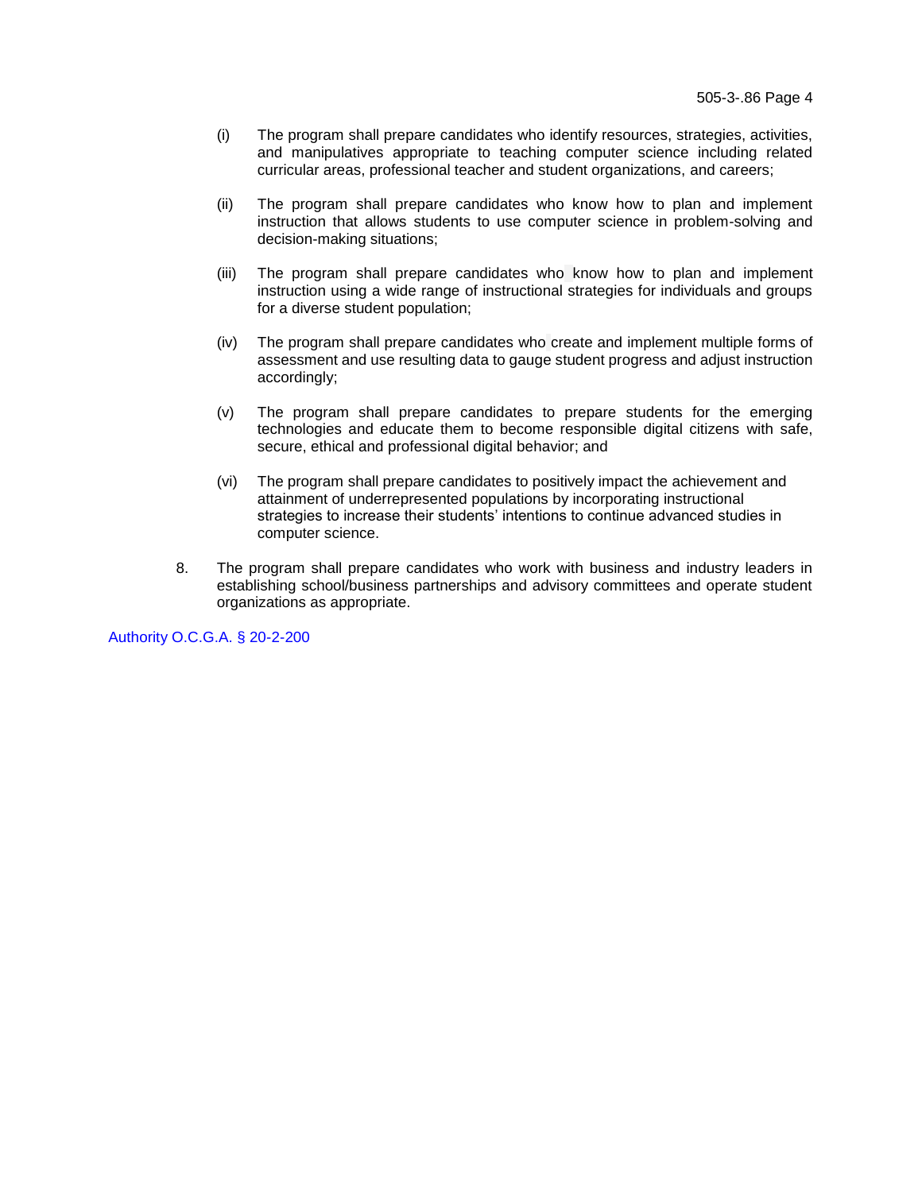(i) The program shall prepare candidates who identify resources, strategies, activities, and manipulatives appropriate to teaching computer science including related curricular areas, professional teacher and student organizations, and careers;

(ii) The program shall prepare candidates who know how to plan and implement instruction that allows students to use computer science in problem-solving and decision-making situations;

(iii) The program shall prepare candidates who know how to plan and implement instruction using a wide range of instructional strategies for individuals and groups for a diverse student population;

(iv) The program shall prepare candidates who create and implement multiple forms of assessment and use resulting data to gauge student progress and adjust instruction accordingly;

(v) The program shall prepare candidates to prepare students for the emerging technologies and educate them to become responsible digital citizens with safe, secure, ethical and professional digital behavior; and

(vi) The program shall prepare candidates to positively impact the achievement and attainment of underrepresented populations by incorporating instructional strategies to increase their students' intentions to continue advanced studies in computer science.

8. The program shall prepare candidates who work with business and industry leaders in establishing school/business partnerships and advisory committees and operate student organizations as appropriate.

Authority O.C.G.A. § 20-2-200